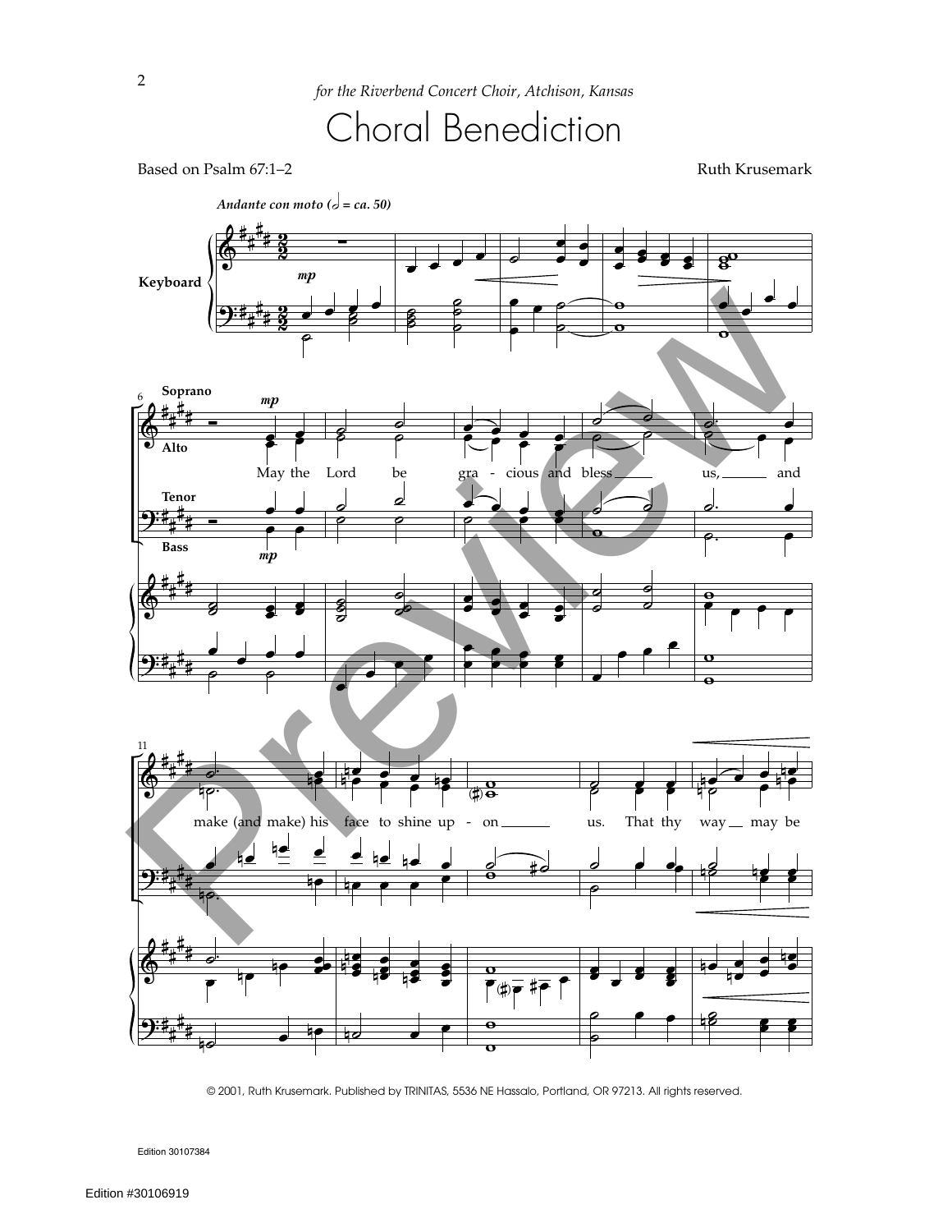*for the Riverbend Concert Choir, Atchison, Kansas*

# Choral Benediction

Based on Psalm 67:1–2

Ruth Krusemark

*Andante con moto* (𝅗𝅥 = ca. 50)

Keyboard

Soprano

Alto

Tenor

Bass

May the Lord be gra - cious and bless us, and make (and make) his face to shine up - on us. That thy way may be

© 2001, Ruth Krusemark. Published by TRINITAS, 5536 NE Hassalo, Portland, OR 97213. All rights reserved.

Edition 30107384

Edition #30106919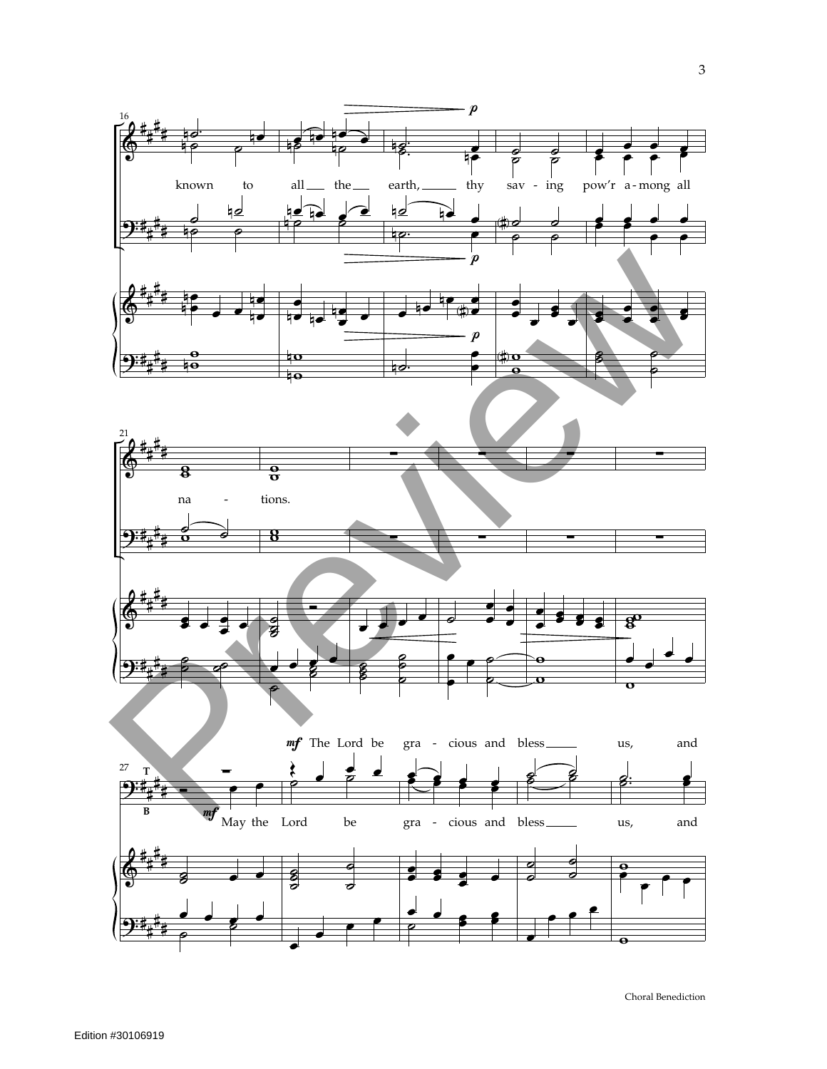16

known to all the earth, thy sav - ing pow'r a-mong all

*p*

*p*

*p*

21

na - tions.

*mf* The Lord be gra - cious and bless us, and

27

T

B

*mf* May the Lord be gra - cious and bless us, and

Choral Benediction

Edition #30106919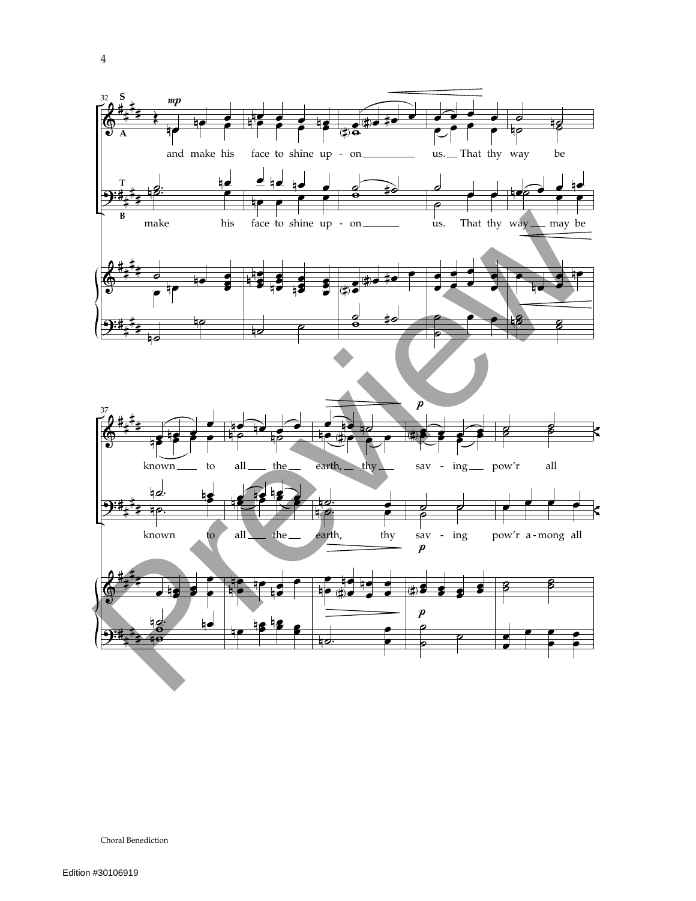and make his face to shine up - on us. That thy way be

make his face to shine up - on us. That thy way may be

known to all the earth, thy sav - ing pow'r all

known to all the earth, thy sav - ing pow'r a - mong all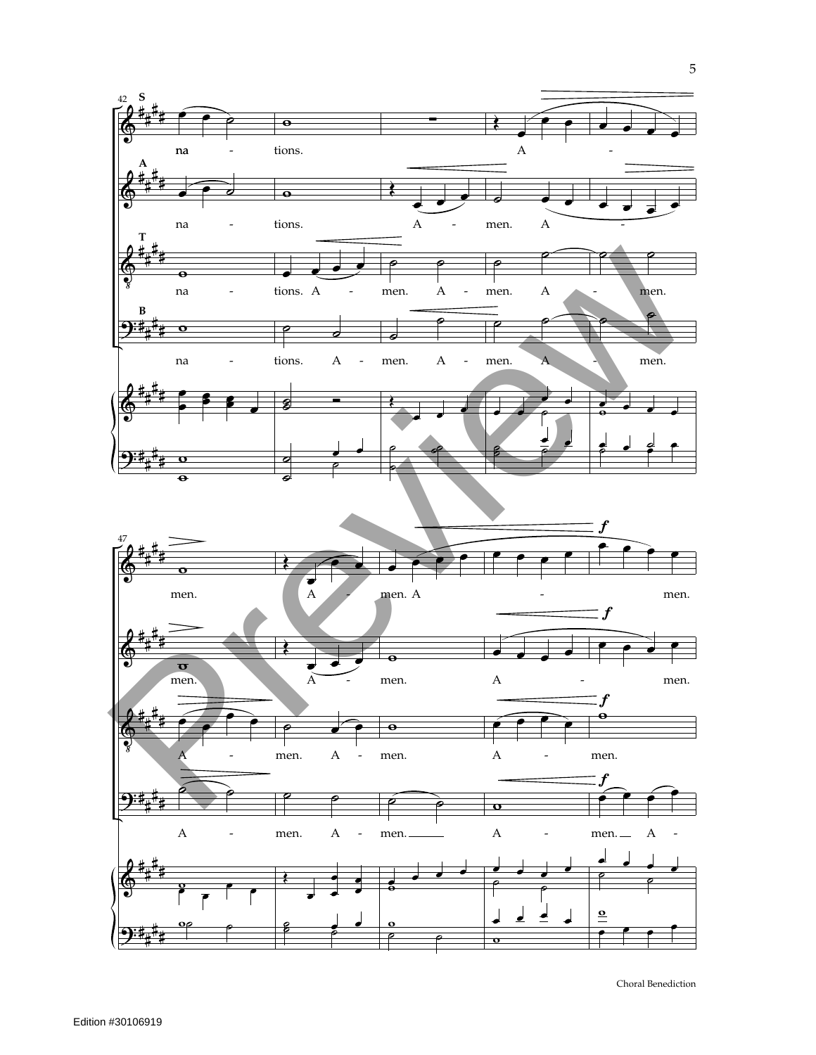42

**S** na - tions. A -

**A** na - tions. A - men. A -

**T** na - tions. A - men. A - men. A - men.

**B** na - tions. A - men. A - men. A - men.

47

**S** men. A - men. A - men. *f*

**A** men. A - men. A - men. *f*

**T** A - men. A - men. A - men. *f*

**B** A - men. A - men. A - men. A - *f*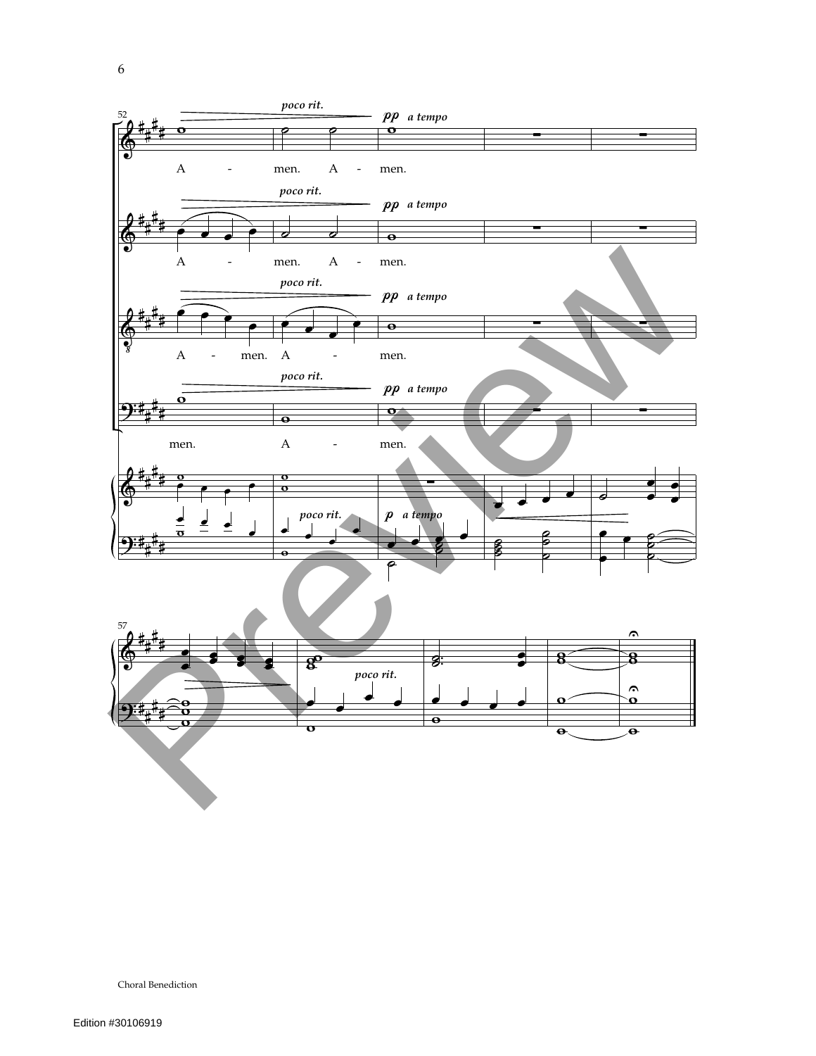*poco rit.*

*pp a tempo*

A - men. A - men.

A - men. A - men.

A - men. A - men.

men. A - men.

*poco rit.*

*p a tempo*

*poco rit.*

Preview